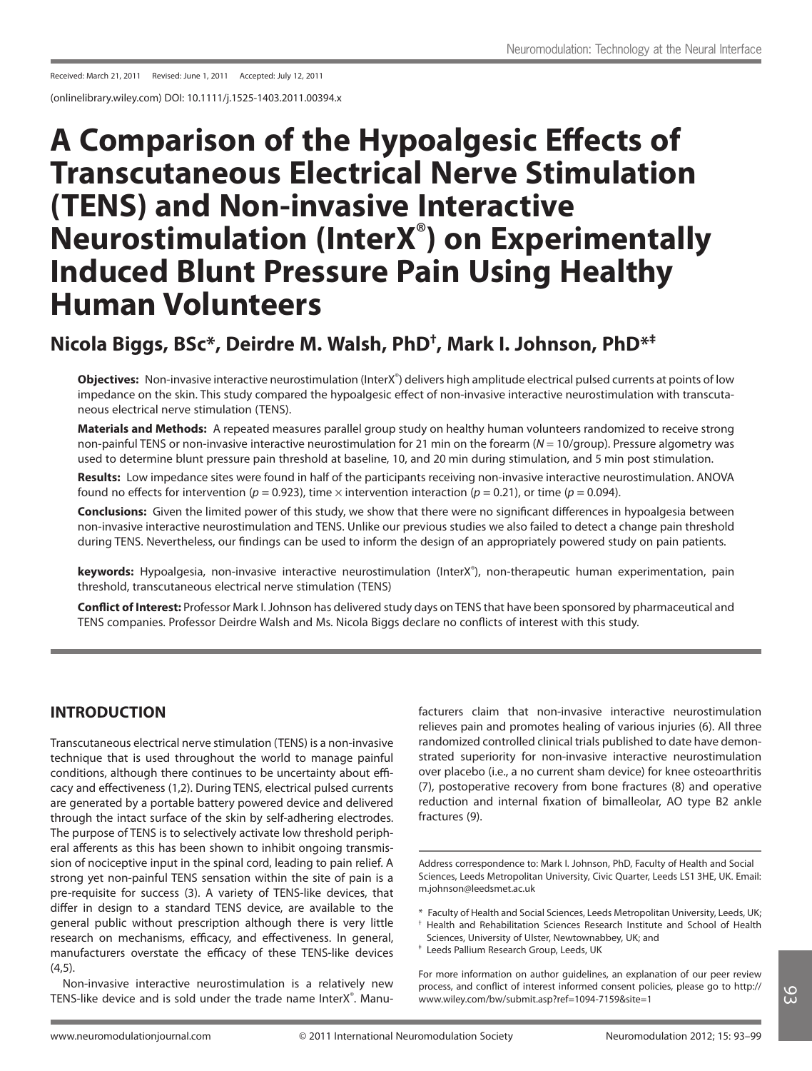Received: March 21, 2011 Revised: June 1, 2011 Accepted: July 12, 2011

(onlinelibrary.wiley.com) DOI: 10.1111/j.1525-1403.2011.00394.x

# A Comparison of the Hypoalgesic Effects of Transcutaneous Electrical Nerve Stimulation (TENS) and Non-invasive Interactive Neurostimulation (InterX®) on Experimentally Induced Blunt Pressure Pain Using Healthy Human Volunteers

## Nicola Biggs, BSc*, Deirdre M. Walsh, PhD†, Mark I. Johnson, PhD*‡

**Objectives:** Non-invasive interactive neurostimulation (InterX®) delivers high amplitude electrical pulsed currents at points of low impedance on the skin. This study compared the hypoalgesic effect of non-invasive interactive neurostimulation with transcutaneous electrical nerve stimulation (TENS).

**Materials and Methods:** A repeated measures parallel group study on healthy human volunteers randomized to receive strong non-painful TENS or non-invasive interactive neurostimulation for 21 min on the forearm ($N = 10$/group). Pressure algometry was used to determine blunt pressure pain threshold at baseline, 10, and 20 min during stimulation, and 5 min post stimulation.

**Results:** Low impedance sites were found in half of the participants receiving non-invasive interactive neurostimulation. ANOVA found no effects for intervention ($p = 0.923$), time × intervention interaction ($p = 0.21$), or time ($p = 0.094$).

**Conclusions:** Given the limited power of this study, we show that there were no significant differences in hypoalgesia between non-invasive interactive neurostimulation and TENS. Unlike our previous studies we also failed to detect a change pain threshold during TENS. Nevertheless, our findings can be used to inform the design of an appropriately powered study on pain patients.

**keywords:** Hypoalgesia, non-invasive interactive neurostimulation (InterX®), non-therapeutic human experimentation, pain threshold, transcutaneous electrical nerve stimulation (TENS)

**Conflict of Interest:** Professor Mark I. Johnson has delivered study days on TENS that have been sponsored by pharmaceutical and TENS companies. Professor Deirdre Walsh and Ms. Nicola Biggs declare no conflicts of interest with this study.

## INTRODUCTION

Transcutaneous electrical nerve stimulation (TENS) is a non-invasive technique that is used throughout the world to manage painful conditions, although there continues to be uncertainty about efficacy and effectiveness (1,2). During TENS, electrical pulsed currents are generated by a portable battery powered device and delivered through the intact surface of the skin by self-adhering electrodes. The purpose of TENS is to selectively activate low threshold peripheral afferents as this has been shown to inhibit ongoing transmission of nociceptive input in the spinal cord, leading to pain relief. A strong yet non-painful TENS sensation within the site of pain is a pre-requisite for success (3). A variety of TENS-like devices, that differ in design to a standard TENS device, are available to the general public without prescription although there is very little research on mechanisms, efficacy, and effectiveness. In general, manufacturers overstate the efficacy of these TENS-like devices (4,5).

Non-invasive interactive neurostimulation is a relatively new TENS-like device and is sold under the trade name InterX®. Manufacturers claim that non-invasive interactive neurostimulation relieves pain and promotes healing of various injuries (6). All three randomized controlled clinical trials published to date have demonstrated superiority for non-invasive interactive neurostimulation over placebo (i.e., a no current sham device) for knee osteoarthritis (7), postoperative recovery from bone fractures (8) and operative reduction and internal fixation of bimalleolar, AO type B2 ankle fractures (9).

Address correspondence to: Mark I. Johnson, PhD, Faculty of Health and Social Sciences, Leeds Metropolitan University, Civic Quarter, Leeds LS1 3HE, UK. Email: m.johnson@leedsmet.ac.uk

\* Faculty of Health and Social Sciences, Leeds Metropolitan University, Leeds, UK;
† Health and Rehabilitation Sciences Research Institute and School of Health Sciences, University of Ulster, Newtownabbey, UK; and
‡ Leeds Pallium Research Group, Leeds, UK

For more information on author guidelines, an explanation of our peer review process, and conflict of interest informed consent policies, please go to http://www.wiley.com/bw/submit.asp?ref=1094-7159&site=1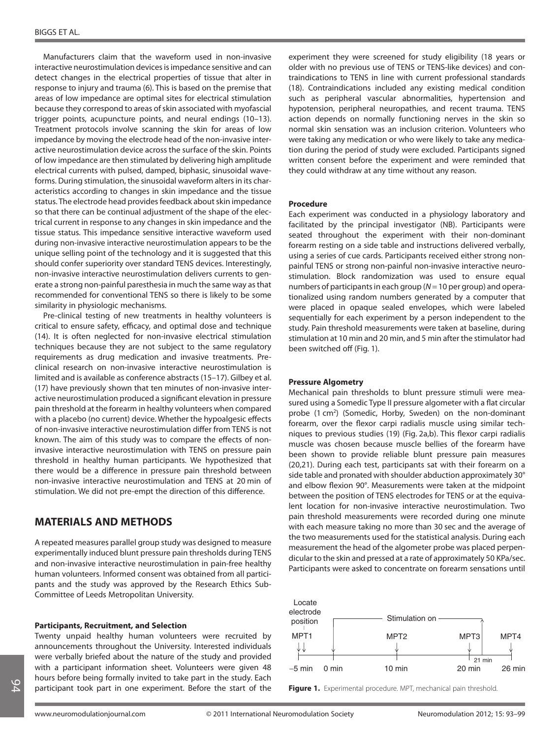Manufacturers claim that the waveform used in non-invasive interactive neurostimulation devices is impedance sensitive and can detect changes in the electrical properties of tissue that alter in response to injury and trauma (6). This is based on the premise that areas of low impedance are optimal sites for electrical stimulation because they correspond to areas of skin associated with myofascial trigger points, acupuncture points, and neural endings (10–13). Treatment protocols involve scanning the skin for areas of low impedance by moving the electrode head of the non-invasive interactive neurostimulation device across the surface of the skin. Points of low impedance are then stimulated by delivering high amplitude electrical currents with pulsed, damped, biphasic, sinusoidal waveforms. During stimulation, the sinusoidal waveform alters in its characteristics according to changes in skin impedance and the tissue status. The electrode head provides feedback about skin impedance so that there can be continual adjustment of the shape of the electrical current in response to any changes in skin impedance and the tissue status. This impedance sensitive interactive waveform used during non-invasive interactive neurostimulation appears to be the unique selling point of the technology and it is suggested that this should confer superiority over standard TENS devices. Interestingly, non-invasive interactive neurostimulation delivers currents to generate a strong non-painful paresthesia in much the same way as that recommended for conventional TENS so there is likely to be some similarity in physiologic mechanisms.

Pre-clinical testing of new treatments in healthy volunteers is critical to ensure safety, efficacy, and optimal dose and technique (14). It is often neglected for non-invasive electrical stimulation techniques because they are not subject to the same regulatory requirements as drug medication and invasive treatments. Pre-clinical research on non-invasive interactive neurostimulation is limited and is available as conference abstracts (15–17). Gilbey et al. (17) have previously shown that ten minutes of non-invasive interactive neurostimulation produced a significant elevation in pressure pain threshold at the forearm in healthy volunteers when compared with a placebo (no current) device. Whether the hypoalgesic effects of non-invasive interactive neurostimulation differ from TENS is not known. The aim of this study was to compare the effects of non-invasive interactive neurostimulation with TENS on pressure pain threshold in healthy human participants. We hypothesized that there would be a difference in pressure pain threshold between non-invasive interactive neurostimulation and TENS at 20 min of stimulation. We did not pre-empt the direction of this difference.

## MATERIALS AND METHODS

A repeated measures parallel group study was designed to measure experimentally induced blunt pressure pain thresholds during TENS and non-invasive interactive neurostimulation in pain-free healthy human volunteers. Informed consent was obtained from all participants and the study was approved by the Research Ethics Sub-Committee of Leeds Metropolitan University.

### Participants, Recruitment, and Selection

Twenty unpaid healthy human volunteers were recruited by announcements throughout the University. Interested individuals were verbally briefed about the nature of the study and provided with a participant information sheet. Volunteers were given 48 hours before being formally invited to take part in the study. Each participant took part in one experiment. Before the start of the experiment they were screened for study eligibility (18 years or older with no previous use of TENS or TENS-like devices) and contraindications to TENS in line with current professional standards (18). Contraindications included any existing medical condition such as peripheral vascular abnormalities, hypertension and hypotension, peripheral neuropathies, and recent trauma. TENS action depends on normally functioning nerves in the skin so normal skin sensation was an inclusion criterion. Volunteers who were taking any medication or who were likely to take any medication during the period of study were excluded. Participants signed written consent before the experiment and were reminded that they could withdraw at any time without any reason.

### Procedure

Each experiment was conducted in a physiology laboratory and facilitated by the principal investigator (NB). Participants were seated throughout the experiment with their non-dominant forearm resting on a side table and instructions delivered verbally, using a series of cue cards. Participants received either strong non-painful TENS or strong non-painful non-invasive interactive neurostimulation. Block randomization was used to ensure equal numbers of participants in each group ($N = 10$ per group) and operationalized using random numbers generated by a computer that were placed in opaque sealed envelopes, which were labeled sequentially for each experiment by a person independent to the study. Pain threshold measurements were taken at baseline, during stimulation at 10 min and 20 min, and 5 min after the stimulator had been switched off (Fig. 1).

### Pressure Algometry

Mechanical pain thresholds to blunt pressure stimuli were measured using a Somedic Type II pressure algometer with a flat circular probe (1 cm$^2$) (Somedic, Horby, Sweden) on the non-dominant forearm, over the flexor carpi radialis muscle using similar techniques to previous studies (19) (Fig. 2a,b). This flexor carpi radialis muscle was chosen because muscle bellies of the forearm have been shown to provide reliable blunt pressure pain measures (20,21). During each test, participants sat with their forearm on a side table and pronated with shoulder abduction approximately 30° and elbow flexion 90°. Measurements were taken at the midpoint between the position of TENS electrodes for TENS or at the equivalent location for non-invasive interactive neurostimulation. Two pain threshold measurements were recorded during one minute with each measure taking no more than 30 sec and the average of the two measurements used for the statistical analysis. During each measurement the head of the algometer probe was placed perpendicular to the skin and pressed at a rate of approximately 50 KPa/sec. Participants were asked to concentrate on forearm sensations until

Locate electrode position | Stimulation on | MPT1 | MPT2 | MPT3 | MPT4 | 21 min | −5 min | 0 min | 10 min | 20 min | 26 min

**Figure 1.** Experimental procedure. MPT, mechanical pain threshold.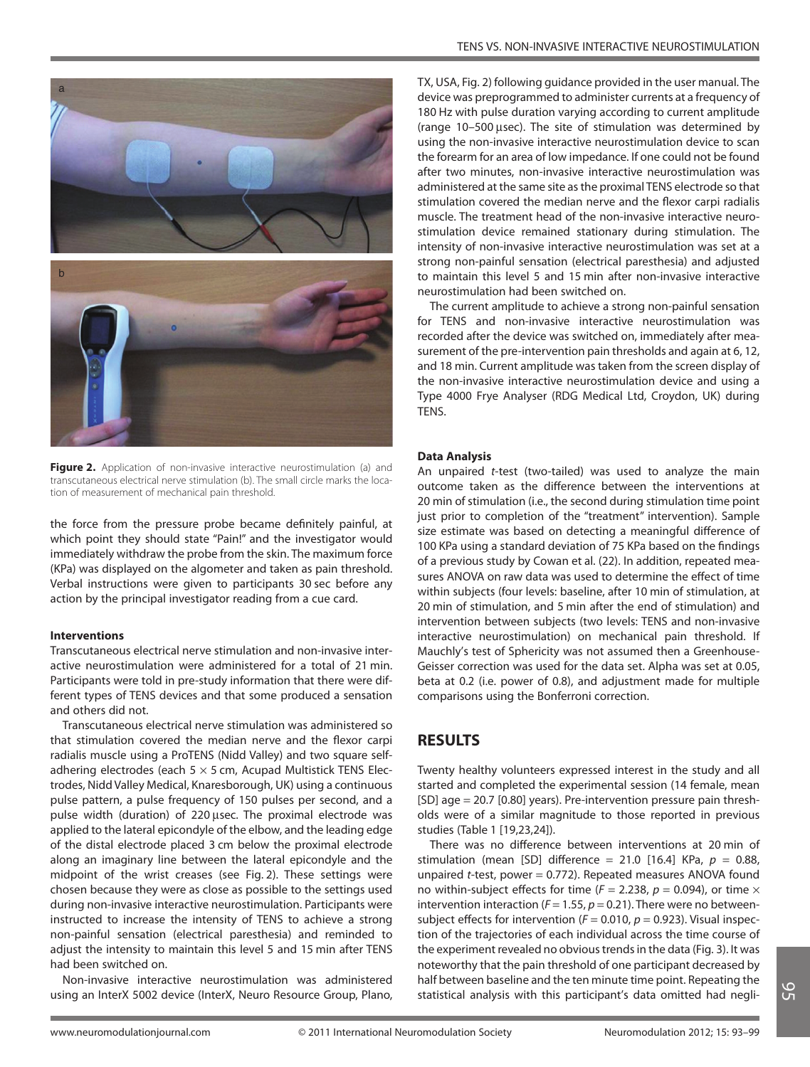Figure 2. Application of non-invasive interactive neurostimulation (a) and transcutaneous electrical nerve stimulation (b). The small circle marks the location of measurement of mechanical pain threshold.

the force from the pressure probe became definitely painful, at which point they should state "Pain!" and the investigator would immediately withdraw the probe from the skin. The maximum force (KPa) was displayed on the algometer and taken as pain threshold. Verbal instructions were given to participants 30 sec before any action by the principal investigator reading from a cue card.

#### Interventions

Transcutaneous electrical nerve stimulation and non-invasive interactive neurostimulation were administered for a total of 21 min. Participants were told in pre-study information that there were different types of TENS devices and that some produced a sensation and others did not.

Transcutaneous electrical nerve stimulation was administered so that stimulation covered the median nerve and the flexor carpi radialis muscle using a ProTENS (Nidd Valley) and two square self-adhering electrodes (each 5 × 5 cm, Acupad Multistick TENS Electrodes, Nidd Valley Medical, Knaresborough, UK) using a continuous pulse pattern, a pulse frequency of 150 pulses per second, and a pulse width (duration) of 220 µsec. The proximal electrode was applied to the lateral epicondyle of the elbow, and the leading edge of the distal electrode placed 3 cm below the proximal electrode along an imaginary line between the lateral epicondyle and the midpoint of the wrist creases (see Fig. 2). These settings were chosen because they were as close as possible to the settings used during non-invasive interactive neurostimulation. Participants were instructed to increase the intensity of TENS to achieve a strong non-painful sensation (electrical paresthesia) and reminded to adjust the intensity to maintain this level 5 and 15 min after TENS had been switched on.

Non-invasive interactive neurostimulation was administered using an InterX 5002 device (InterX, Neuro Resource Group, Plano, TX, USA, Fig. 2) following guidance provided in the user manual. The device was preprogrammed to administer currents at a frequency of 180 Hz with pulse duration varying according to current amplitude (range 10–500 µsec). The site of stimulation was determined by using the non-invasive interactive neurostimulation device to scan the forearm for an area of low impedance. If one could not be found after two minutes, non-invasive interactive neurostimulation was administered at the same site as the proximal TENS electrode so that stimulation covered the median nerve and the flexor carpi radialis muscle. The treatment head of the non-invasive interactive neurostimulation device remained stationary during stimulation. The intensity of non-invasive interactive neurostimulation was set at a strong non-painful sensation (electrical paresthesia) and adjusted to maintain this level 5 and 15 min after non-invasive interactive neurostimulation had been switched on.

The current amplitude to achieve a strong non-painful sensation for TENS and non-invasive interactive neurostimulation was recorded after the device was switched on, immediately after measurement of the pre-intervention pain thresholds and again at 6, 12, and 18 min. Current amplitude was taken from the screen display of the non-invasive interactive neurostimulation device and using a Type 4000 Frye Analyser (RDG Medical Ltd, Croydon, UK) during TENS.

#### Data Analysis

An unpaired *t*-test (two-tailed) was used to analyze the main outcome taken as the difference between the interventions at 20 min of stimulation (i.e., the second during stimulation time point just prior to completion of the "treatment" intervention). Sample size estimate was based on detecting a meaningful difference of 100 KPa using a standard deviation of 75 KPa based on the findings of a previous study by Cowan et al. (22). In addition, repeated measures ANOVA on raw data was used to determine the effect of time within subjects (four levels: baseline, after 10 min of stimulation, at 20 min of stimulation, and 5 min after the end of stimulation) and intervention between subjects (two levels: TENS and non-invasive interactive neurostimulation) on mechanical pain threshold. If Mauchly's test of Sphericity was not assumed then a Greenhouse-Geisser correction was used for the data set. Alpha was set at 0.05, beta at 0.2 (i.e. power of 0.8), and adjustment made for multiple comparisons using the Bonferroni correction.

## RESULTS

Twenty healthy volunteers expressed interest in the study and all started and completed the experimental session (14 female, mean [SD] age = 20.7 [0.80] years). Pre-intervention pressure pain thresholds were of a similar magnitude to those reported in previous studies (Table 1 [19,23,24]).

There was no difference between interventions at 20 min of stimulation (mean [SD] difference = 21.0 [16.4] KPa, $p = 0.88$, unpaired *t*-test, power = 0.772). Repeated measures ANOVA found no within-subject effects for time ($F = 2.238$, $p = 0.094$), or time × intervention interaction ($F = 1.55$, $p = 0.21$). There were no between-subject effects for intervention ($F = 0.010$, $p = 0.923$). Visual inspection of the trajectories of each individual across the time course of the experiment revealed no obvious trends in the data (Fig. 3). It was noteworthy that the pain threshold of one participant decreased by half between baseline and the ten minute time point. Repeating the statistical analysis with this participant's data omitted had negli-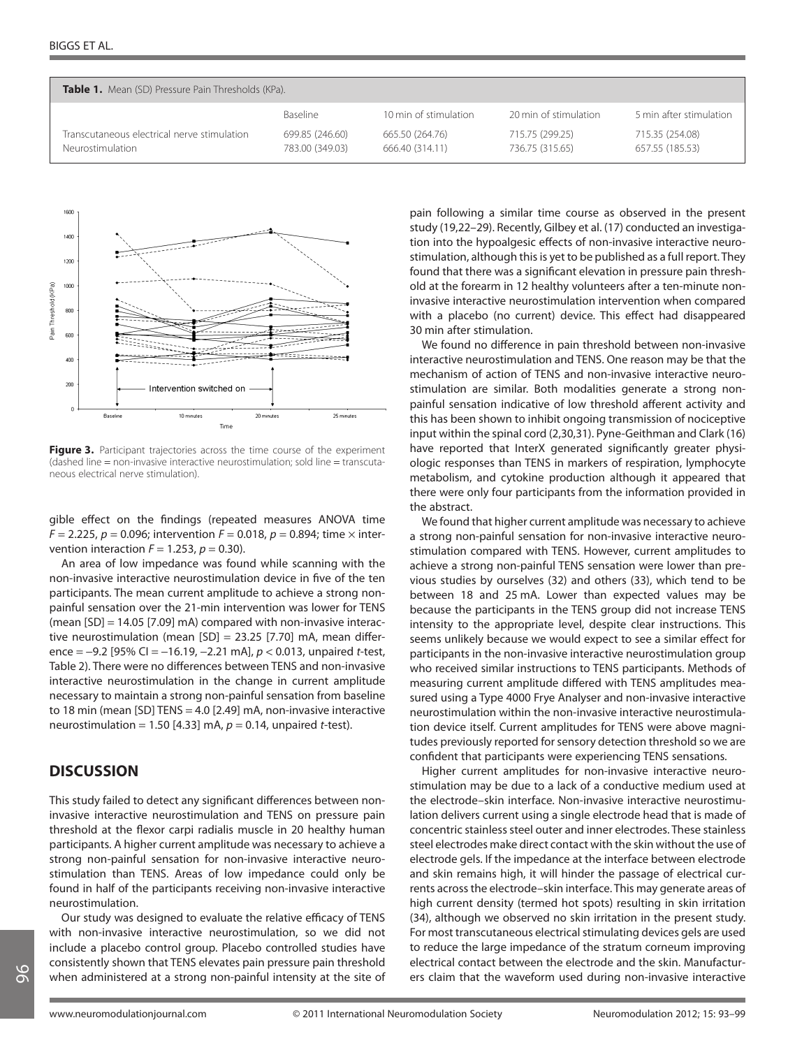**Table 1.** Mean (SD) Pressure Pain Thresholds (KPa).

| | Baseline | 10 min of stimulation | 20 min of stimulation | 5 min after stimulation |
|---|---|---|---|---|
| Transcutaneous electrical nerve stimulation | 699.85 (246.60) | 665.50 (264.76) | 715.75 (299.25) | 715.35 (254.08) |
| Neurostimulation | 783.00 (349.03) | 666.40 (314.11) | 736.75 (315.65) | 657.55 (185.53) |

**Figure 3.** Participant trajectories across the time course of the experiment (dashed line = non-invasive interactive neurostimulation; sold line = transcutaneous electrical nerve stimulation).

gible effect on the findings (repeated measures ANOVA time $F = 2.225$, $p = 0.096$; intervention $F = 0.018$, $p = 0.894$; time × intervention interaction $F = 1.253$, $p = 0.30$).

An area of low impedance was found while scanning with the non-invasive interactive neurostimulation device in five of the ten participants. The mean current amplitude to achieve a strong non-painful sensation over the 21-min intervention was lower for TENS (mean [SD] = 14.05 [7.09] mA) compared with non-invasive interactive neurostimulation (mean [SD] = 23.25 [7.70] mA, mean difference = −9.2 [95% CI = −16.19, −2.21 mA], $p < 0.013$, unpaired $t$-test, Table 2). There were no differences between TENS and non-invasive interactive neurostimulation in the change in current amplitude necessary to maintain a strong non-painful sensation from baseline to 18 min (mean [SD] TENS = 4.0 [2.49] mA, non-invasive interactive neurostimulation = 1.50 [4.33] mA, $p = 0.14$, unpaired $t$-test).

## DISCUSSION

This study failed to detect any significant differences between non-invasive interactive neurostimulation and TENS on pressure pain threshold at the flexor carpi radialis muscle in 20 healthy human participants. A higher current amplitude was necessary to achieve a strong non-painful sensation for non-invasive interactive neurostimulation than TENS. Areas of low impedance could only be found in half of the participants receiving non-invasive interactive neurostimulation.

Our study was designed to evaluate the relative efficacy of TENS with non-invasive interactive neurostimulation, so we did not include a placebo control group. Placebo controlled studies have consistently shown that TENS elevates pain pressure pain threshold when administered at a strong non-painful intensity at the site of pain following a similar time course as observed in the present study (19,22–29). Recently, Gilbey et al. (17) conducted an investigation into the hypoalgesic effects of non-invasive interactive neurostimulation, although this is yet to be published as a full report. They found that there was a significant elevation in pressure pain threshold at the forearm in 12 healthy volunteers after a ten-minute non-invasive interactive neurostimulation intervention when compared with a placebo (no current) device. This effect had disappeared 30 min after stimulation.

We found no difference in pain threshold between non-invasive interactive neurostimulation and TENS. One reason may be that the mechanism of action of TENS and non-invasive interactive neurostimulation are similar. Both modalities generate a strong non-painful sensation indicative of low threshold afferent activity and this has been shown to inhibit ongoing transmission of nociceptive input within the spinal cord (2,30,31). Pyne-Geithman and Clark (16) have reported that InterX generated significantly greater physiologic responses than TENS in markers of respiration, lymphocyte metabolism, and cytokine production although it appeared that there were only four participants from the information provided in the abstract.

We found that higher current amplitude was necessary to achieve a strong non-painful sensation for non-invasive interactive neurostimulation compared with TENS. However, current amplitudes to achieve a strong non-painful TENS sensation were lower than previous studies by ourselves (32) and others (33), which tend to be between 18 and 25 mA. Lower than expected values may be because the participants in the TENS group did not increase TENS intensity to the appropriate level, despite clear instructions. This seems unlikely because we would expect to see a similar effect for participants in the non-invasive interactive neurostimulation group who received similar instructions to TENS participants. Methods of measuring current amplitude differed with TENS amplitudes measured using a Type 4000 Frye Analyser and non-invasive interactive neurostimulation within the non-invasive interactive neurostimulation device itself. Current amplitudes for TENS were above magnitudes previously reported for sensory detection threshold so we are confident that participants were experiencing TENS sensations.

Higher current amplitudes for non-invasive interactive neurostimulation may be due to a lack of a conductive medium used at the electrode–skin interface. Non-invasive interactive neurostimulation delivers current using a single electrode head that is made of concentric stainless steel outer and inner electrodes. These stainless steel electrodes make direct contact with the skin without the use of electrode gels. If the impedance at the interface between electrode and skin remains high, it will hinder the passage of electrical currents across the electrode–skin interface. This may generate areas of high current density (termed hot spots) resulting in skin irritation (34), although we observed no skin irritation in the present study. For most transcutaneous electrical stimulating devices gels are used to reduce the large impedance of the stratum corneum improving electrical contact between the electrode and the skin. Manufacturers claim that the waveform used during non-invasive interactive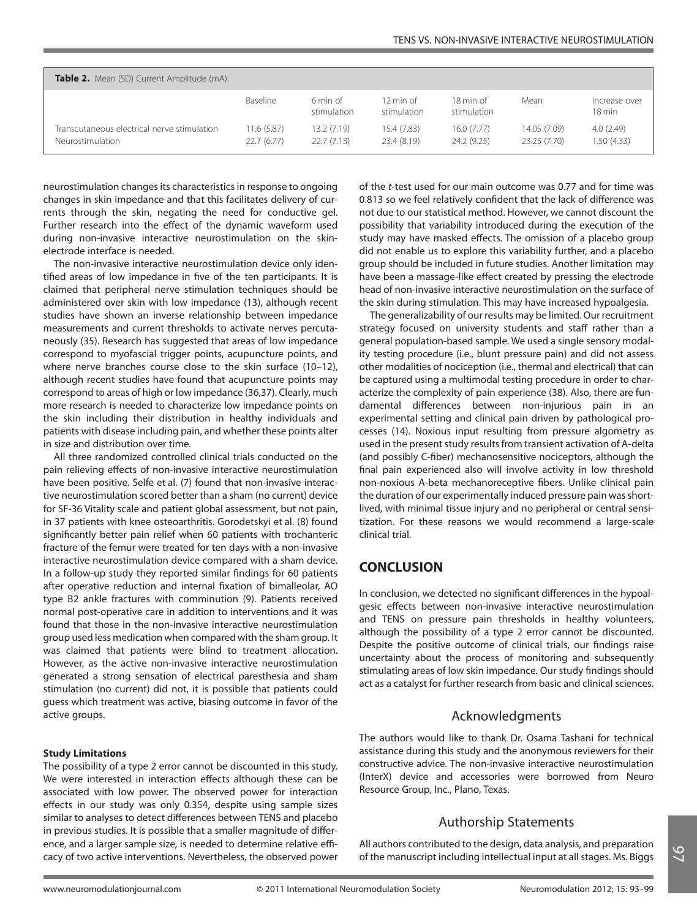**Table 2.** Mean (SD) Current Amplitude (mA).

| | Baseline | 6 min of stimulation | 12 min of stimulation | 18 min of stimulation | Mean | Increase over 18 min |
|---|---|---|---|---|---|---|
| Transcutaneous electrical nerve stimulation | 11.6 (5.87) | 13.2 (7.19) | 15.4 (7.83) | 16.0 (7.77) | 14.05 (7.09) | 4.0 (2.49) |
| Neurostimulation | 22.7 (6.77) | 22.7 (7.13) | 23.4 (8.19) | 24.2 (9.25) | 23.25 (7.70) | 1.50 (4.33) |

neurostimulation changes its characteristics in response to ongoing changes in skin impedance and that this facilitates delivery of currents through the skin, negating the need for conductive gel. Further research into the effect of the dynamic waveform used during non-invasive interactive neurostimulation on the skin-electrode interface is needed.

The non-invasive interactive neurostimulation device only identified areas of low impedance in five of the ten participants. It is claimed that peripheral nerve stimulation techniques should be administered over skin with low impedance (13), although recent studies have shown an inverse relationship between impedance measurements and current thresholds to activate nerves percutaneously (35). Research has suggested that areas of low impedance correspond to myofascial trigger points, acupuncture points, and where nerve branches course close to the skin surface (10–12), although recent studies have found that acupuncture points may correspond to areas of high or low impedance (36,37). Clearly, much more research is needed to characterize low impedance points on the skin including their distribution in healthy individuals and patients with disease including pain, and whether these points alter in size and distribution over time.

All three randomized controlled clinical trials conducted on the pain relieving effects of non-invasive interactive neurostimulation have been positive. Selfe et al. (7) found that non-invasive interactive neurostimulation scored better than a sham (no current) device for SF-36 Vitality scale and patient global assessment, but not pain, in 37 patients with knee osteoarthritis. Gorodetskyi et al. (8) found significantly better pain relief when 60 patients with trochanteric fracture of the femur were treated for ten days with a non-invasive interactive neurostimulation device compared with a sham device. In a follow-up study they reported similar findings for 60 patients after operative reduction and internal fixation of bimalleolar, AO type B2 ankle fractures with comminution (9). Patients received normal post-operative care in addition to interventions and it was found that those in the non-invasive interactive neurostimulation group used less medication when compared with the sham group. It was claimed that patients were blind to treatment allocation. However, as the active non-invasive interactive neurostimulation generated a strong sensation of electrical paresthesia and sham stimulation (no current) did not, it is possible that patients could guess which treatment was active, biasing outcome in favor of the active groups.

#### Study Limitations

The possibility of a type 2 error cannot be discounted in this study. We were interested in interaction effects although these can be associated with low power. The observed power for interaction effects in our study was only 0.354, despite using sample sizes similar to analyses to detect differences between TENS and placebo in previous studies. It is possible that a smaller magnitude of difference, and a larger sample size, is needed to determine relative efficacy of two active interventions. Nevertheless, the observed power of the *t*-test used for our main outcome was 0.77 and for time was 0.813 so we feel relatively confident that the lack of difference was not due to our statistical method. However, we cannot discount the possibility that variability introduced during the execution of the study may have masked effects. The omission of a placebo group did not enable us to explore this variability further, and a placebo group should be included in future studies. Another limitation may have been a massage-like effect created by pressing the electrode head of non-invasive interactive neurostimulation on the surface of the skin during stimulation. This may have increased hypoalgesia.

The generalizability of our results may be limited. Our recruitment strategy focused on university students and staff rather than a general population-based sample. We used a single sensory modality testing procedure (i.e., blunt pressure pain) and did not assess other modalities of nociception (i.e., thermal and electrical) that can be captured using a multimodal testing procedure in order to characterize the complexity of pain experience (38). Also, there are fundamental differences between non-injurious pain in an experimental setting and clinical pain driven by pathological processes (14). Noxious input resulting from pressure algometry as used in the present study results from transient activation of A-delta (and possibly C-fiber) mechanosensitive nociceptors, although the final pain experienced also will involve activity in low threshold non-noxious A-beta mechanoreceptive fibers. Unlike clinical pain the duration of our experimentally induced pressure pain was short-lived, with minimal tissue injury and no peripheral or central sensitization. For these reasons we would recommend a large-scale clinical trial.

## CONCLUSION

In conclusion, we detected no significant differences in the hypoalgesic effects between non-invasive interactive neurostimulation and TENS on pressure pain thresholds in healthy volunteers, although the possibility of a type 2 error cannot be discounted. Despite the positive outcome of clinical trials, our findings raise uncertainty about the process of monitoring and subsequently stimulating areas of low skin impedance. Our study findings should act as a catalyst for further research from basic and clinical sciences.

### Acknowledgments

The authors would like to thank Dr. Osama Tashani for technical assistance during this study and the anonymous reviewers for their constructive advice. The non-invasive interactive neurostimulation (InterX) device and accessories were borrowed from Neuro Resource Group, Inc., Plano, Texas.

### Authorship Statements

All authors contributed to the design, data analysis, and preparation of the manuscript including intellectual input at all stages. Ms. Biggs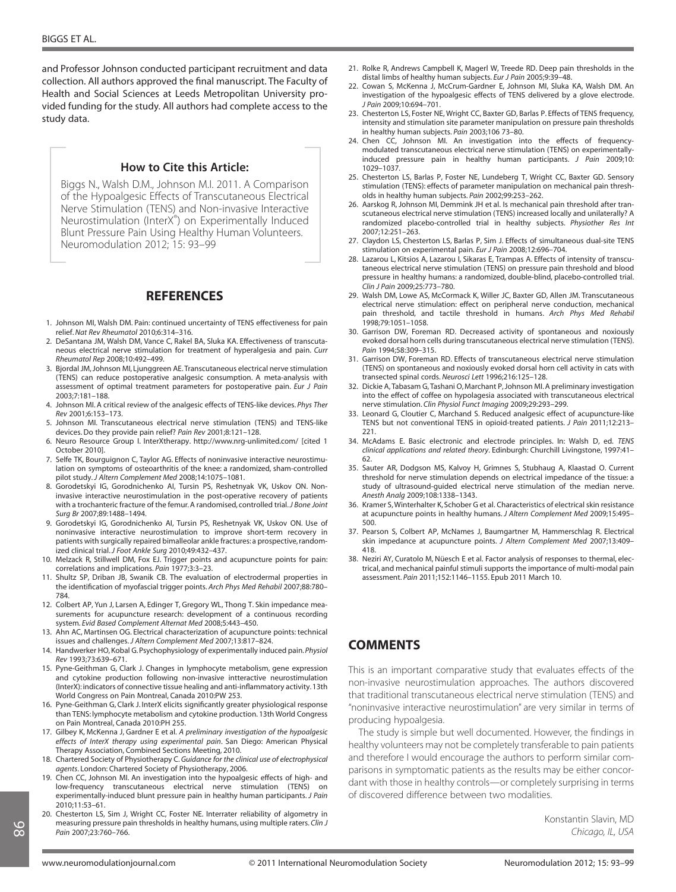and Professor Johnson conducted participant recruitment and data collection. All authors approved the final manuscript. The Faculty of Health and Social Sciences at Leeds Metropolitan University provided funding for the study. All authors had complete access to the study data.

### How to Cite this Article:

Biggs N., Walsh D.M., Johnson M.I. 2011. A Comparison of the Hypoalgesic Effects of Transcutaneous Electrical Nerve Stimulation (TENS) and Non-invasive Interactive Neurostimulation (InterX®) on Experimentally Induced Blunt Pressure Pain Using Healthy Human Volunteers. Neuromodulation 2012; 15: 93–99

## REFERENCES

1. Johnson MI, Walsh DM. Pain: continued uncertainty of TENS effectiveness for pain relief. *Nat Rev Rheumatol* 2010;6:314–316.
2. DeSantana JM, Walsh DM, Vance C, Rakel BA, Sluka KA. Effectiveness of transcutaneous electrical nerve stimulation for treatment of hyperalgesia and pain. *Curr Rheumatol Rep* 2008;10:492–499.
3. Bjordal JM, Johnson MI, Ljunggreen AE. Transcutaneous electrical nerve stimulation (TENS) can reduce postoperative analgesic consumption. A meta-analysis with assessment of optimal treatment parameters for postoperative pain. *Eur J Pain* 2003;7:181–188.
4. Johnson MI. A critical review of the analgesic effects of TENS-like devices. *Phys Ther Rev* 2001;6:153–173.
5. Johnson MI. Transcutaneous electrical nerve stimulation (TENS) and TENS-like devices. Do they provide pain relief? *Pain Rev* 2001;8:121–128.
6. Neuro Resource Group I. InterXtherapy. http://www.nrg-unlimited.com/ [cited 1 October 2010].
7. Selfe TK, Bourguignon C, Taylor AG. Effects of noninvasive interactive neurostimulation on symptoms of osteoarthritis of the knee: a randomized, sham-controlled pilot study. *J Altern Complement Med* 2008;14:1075–1081.
8. Gorodetskyi IG, Gorodnichenko AI, Tursin PS, Reshetnyak VK, Uskov ON. Non-invasive interactive neurostimulation in the post-operative recovery of patients with a trochanteric fracture of the femur. A randomised, controlled trial. *J Bone Joint Surg Br* 2007;89:1488–1494.
9. Gorodetskyi IG, Gorodnichenko AI, Tursin PS, Reshetnyak VK, Uskov ON. Use of noninvasive interactive neurostimulation to improve short-term recovery in patients with surgically repaired bimalleolar ankle fractures: a prospective, randomized clinical trial. *J Foot Ankle Surg* 2010;49:432–437.
10. Melzack R, Stillwell DM, Fox EJ. Trigger points and acupuncture points for pain: correlations and implications. *Pain* 1977;3:3–23.
11. Shultz SP, Driban JB, Swanik CB. The evaluation of electrodermal properties in the identification of myofascial trigger points. *Arch Phys Med Rehabil* 2007;88:780–784.
12. Colbert AP, Yun J, Larsen A, Edinger T, Gregory WL, Thong T. Skin impedance measurements for acupuncture research: development of a continuous recording system. *Evid Based Complement Alternat Med* 2008;5:443–450.
13. Ahn AC, Martinsen OG. Electrical characterization of acupuncture points: technical issues and challenges. *J Altern Complement Med* 2007;13:817–824.
14. Handwerker HO, Kobal G. Psychophysiology of experimentally induced pain. *Physiol Rev* 1993;73:639–671.
15. Pyne-Geithman G, Clark J. Changes in lymphocyte metabolism, gene expression and cytokine production following non-invasive intteractive neurostimulation (InterX): indicators of connective tissue healing and anti-inflammatory activity. 13th World Congress on Pain Montreal, Canada 2010:PW 253.
16. Pyne-Geithman G, Clark J. InterX elicits significantly greater physiological response than TENS: lymphocyte metabolism and cytokine production. 13th World Congress on Pain Montreal, Canada 2010:PH 255.
17. Gilbey K, McKenna J, Gardner E et al. *A preliminary investigation of the hypoalgesic effects of InterX therapy using experimental pain*. San Diego: American Physical Therapy Association, Combined Sections Meeting, 2010.
18. Chartered Society of Physiotherapy C. *Guidance for the clinical use of electrophysical agents*. London: Chartered Society of Physiotherapy, 2006.
19. Chen CC, Johnson MI. An investigation into the hypoalgesic effects of high- and low-frequency transcutaneous electrical nerve stimulation (TENS) on experimentally-induced blunt pressure pain in healthy human participants. *J Pain* 2010;11:53–61.
20. Chesterton LS, Sim J, Wright CC, Foster NE. Interrater reliability of algometry in measuring pressure pain thresholds in healthy humans, using multiple raters. *Clin J Pain* 2007;23:760–766.
21. Rolke R, Andrews Campbell K, Magerl W, Treede RD. Deep pain thresholds in the distal limbs of healthy human subjects. *Eur J Pain* 2005;9:39–48.
22. Cowan S, McKenna J, McCrum-Gardner E, Johnson MI, Sluka KA, Walsh DM. An investigation of the hypoalgesic effects of TENS delivered by a glove electrode. *J Pain* 2009;10:694–701.
23. Chesterton LS, Foster NE, Wright CC, Baxter GD, Barlas P. Effects of TENS frequency, intensity and stimulation site parameter manipulation on pressure pain thresholds in healthy human subjects. *Pain* 2003;106 73–80.
24. Chen CC, Johnson MI. An investigation into the effects of frequency-modulated transcutaneous electrical nerve stimulation (TENS) on experimentally-induced pressure pain in healthy human participants. *J Pain* 2009;10:1029–1037.
25. Chesterton LS, Barlas P, Foster NE, Lundeberg T, Wright CC, Baxter GD. Sensory stimulation (TENS): effects of parameter manipulation on mechanical pain thresholds in healthy human subjects. *Pain* 2002;99:253–262.
26. Aarskog R, Johnson MI, Demmink JH et al. Is mechanical pain threshold after transcutaneous electrical nerve stimulation (TENS) increased locally and unilaterally? A randomized placebo-controlled trial in healthy subjects. *Physiother Res Int* 2007;12:251–263.
27. Claydon LS, Chesterton LS, Barlas P, Sim J. Effects of simultaneous dual-site TENS stimulation on experimental pain. *Eur J Pain* 2008;12:696–704.
28. Lazarou L, Kitsios A, Lazarou I, Sikaras E, Trampas A. Effects of intensity of transcutaneous electrical nerve stimulation (TENS) on pressure pain threshold and blood pressure in healthy humans: a randomized, double-blind, placebo-controlled trial. *Clin J Pain* 2009;25:773–780.
29. Walsh DM, Lowe AS, McCormack K, Willer JC, Baxter GD, Allen JM. Transcutaneous electrical nerve stimulation: effect on peripheral nerve conduction, mechanical pain threshold, and tactile threshold in humans. *Arch Phys Med Rehabil* 1998;79:1051–1058.
30. Garrison DW, Foreman RD. Decreased activity of spontaneous and noxiously evoked dorsal horn cells during transcutaneous electrical nerve stimulation (TENS). *Pain* 1994;58:309–315.
31. Garrison DW, Foreman RD. Effects of transcutaneous electrical nerve stimulation (TENS) on spontaneous and noxiously evoked dorsal horn cell activity in cats with transected spinal cords. *Neurosci Lett* 1996;216:125–128.
32. Dickie A, Tabasam G, Tashani O, Marchant P, Johnson MI. A preliminary investigation into the effect of coffee on hypolagesia associated with transcutaneous electrical nerve stimulation. *Clin Physiol Funct Imaging* 2009;29:293–299.
33. Leonard G, Cloutier C, Marchand S. Reduced analgesic effect of acupuncture-like TENS but not conventional TENS in opioid-treated patients. *J Pain* 2011;12:213–221.
34. McAdams E. Basic electronic and electrode principles. In: Walsh D, ed. *TENS clinical applications and related theory*. Edinburgh: Churchill Livingstone, 1997:41–62.
35. Sauter AR, Dodgson MS, Kalvoy H, Grimnes S, Stubhaug A, Klaastad O. Current threshold for nerve stimulation depends on electrical impedance of the tissue: a study of ultrasound-guided electrical nerve stimulation of the median nerve. *Anesth Analg* 2009;108:1338–1343.
36. Kramer S, Winterhalter K, Schober G et al. Characteristics of electrical skin resistance at acupuncture points in healthy humans. *J Altern Complement Med* 2009;15:495–500.
37. Pearson S, Colbert AP, McNames J, Baumgartner M, Hammerschlag R. Electrical skin impedance at acupuncture points. *J Altern Complement Med* 2007;13:409–418.
38. Neziri AY, Curatolo M, Nüesch E et al. Factor analysis of responses to thermal, electrical, and mechanical painful stimuli supports the importance of multi-modal pain assessment. *Pain* 2011;152:1146–1155. Epub 2011 March 10.

## COMMENTS

This is an important comparative study that evaluates effects of the non-invasive neurostimulation approaches. The authors discovered that traditional transcutaneous electrical nerve stimulation (TENS) and "noninvasive interactive neurostimulation" are very similar in terms of producing hypoalgesia.

The study is simple but well documented. However, the findings in healthy volunteers may not be completely transferable to pain patients and therefore I would encourage the authors to perform similar comparisons in symptomatic patients as the results may be either concordant with those in healthy controls—or completely surprising in terms of discovered difference between two modalities.

Konstantin Slavin, MD
*Chicago, IL, USA*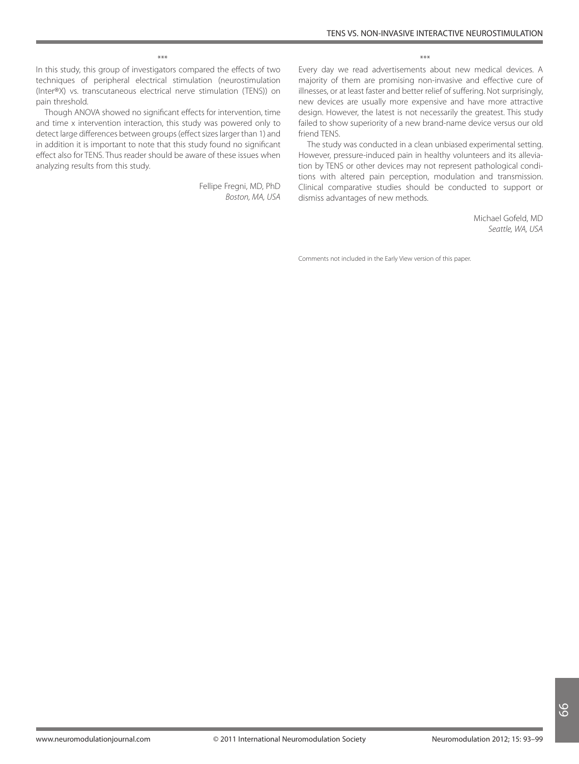\*\*\*

In this study, this group of investigators compared the effects of two techniques of peripheral electrical stimulation (neurostimulation (Inter®X) vs. transcutaneous electrical nerve stimulation (TENS)) on pain threshold.

Though ANOVA showed no significant effects for intervention, time and time x intervention interaction, this study was powered only to detect large differences between groups (effect sizes larger than 1) and in addition it is important to note that this study found no significant effect also for TENS. Thus reader should be aware of these issues when analyzing results from this study.

Fellipe Fregni, MD, PhD
*Boston, MA, USA*

\*\*\*

Every day we read advertisements about new medical devices. A majority of them are promising non-invasive and effective cure of illnesses, or at least faster and better relief of suffering. Not surprisingly, new devices are usually more expensive and have more attractive design. However, the latest is not necessarily the greatest. This study failed to show superiority of a new brand-name device versus our old friend TENS.

The study was conducted in a clean unbiased experimental setting. However, pressure-induced pain in healthy volunteers and its alleviation by TENS or other devices may not represent pathological conditions with altered pain perception, modulation and transmission. Clinical comparative studies should be conducted to support or dismiss advantages of new methods.

Michael Gofeld, MD
*Seattle, WA, USA*

Comments not included in the Early View version of this paper.